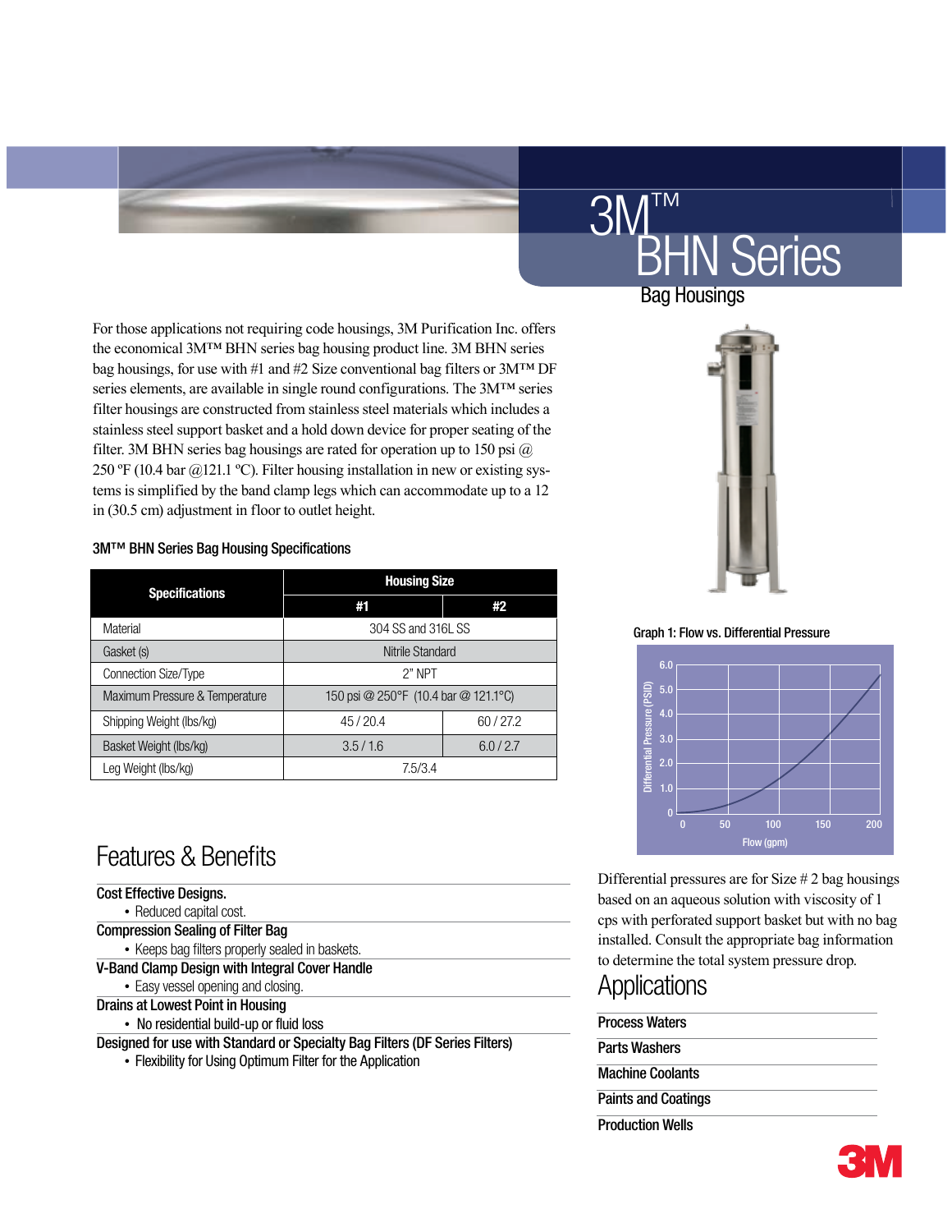# 3M™ BHN Series

## Bag Housings

For those applications not requiring code housings, 3M Purification Inc. offers the economical 3M™ BHN series bag housing product line. 3M BHN series bag housings, for use with #1 and #2 Size conventional bag filters or 3M™ DF series elements, are available in single round configurations. The 3M™ series filter housings are constructed from stainless steel materials which includes a stainless steel support basket and a hold down device for proper seating of the filter. 3M BHN series bag housings are rated for operation up to 150 psi @ 250 ºF (10.4 bar @121.1 ºC). Filter housing installation in new or existing systems is simplified by the band clamp legs which can accommodate up to a 12 in (30.5 cm) adjustment in floor to outlet height.

### 3M™ BHN Series Bag Housing Specifications

| Specifications | Housing Size | |
|---|---|---|
| | #1 | #2 |
| Material | 304 SS and 316L SS | |
| Gasket (s) | Nitrile Standard | |
| Connection Size/Type | 2" NPT | |
| Maximum Pressure & Temperature | 150 psi @ 250°F (10.4 bar @ 121.1°C) | |
| Shipping Weight (lbs/kg) | 45 / 20.4 | 60 / 27.2 |
| Basket Weight (lbs/kg) | 3.5 / 1.6 | 6.0 / 2.7 |
| Leg Weight (lbs/kg) | 7.5/3.4 | |

**Graph 1: Flow vs. Differential Pressure**

Differential Pressure (PSID)

6.0
5.0
4.0
3.0
2.0
1.0
0

0 50 100 150 200

Flow (gpm)

Differential pressures are for Size # 2 bag housings based on an aqueous solution with viscosity of 1 cps with perforated support basket but with no bag installed. Consult the appropriate bag information to determine the total system pressure drop.

## Features & Benefits

**Cost Effective Designs.**
- Reduced capital cost.

**Compression Sealing of Filter Bag**
- Keeps bag filters properly sealed in baskets.

**V-Band Clamp Design with Integral Cover Handle**
- Easy vessel opening and closing.

**Drains at Lowest Point in Housing**
- No residential build-up or fluid loss

**Designed for use with Standard or Specialty Bag Filters (DF Series Filters)**
- Flexibility for Using Optimum Filter for the Application

## Applications

**Process Waters**

**Parts Washers**

**Machine Coolants**

**Paints and Coatings**

**Production Wells**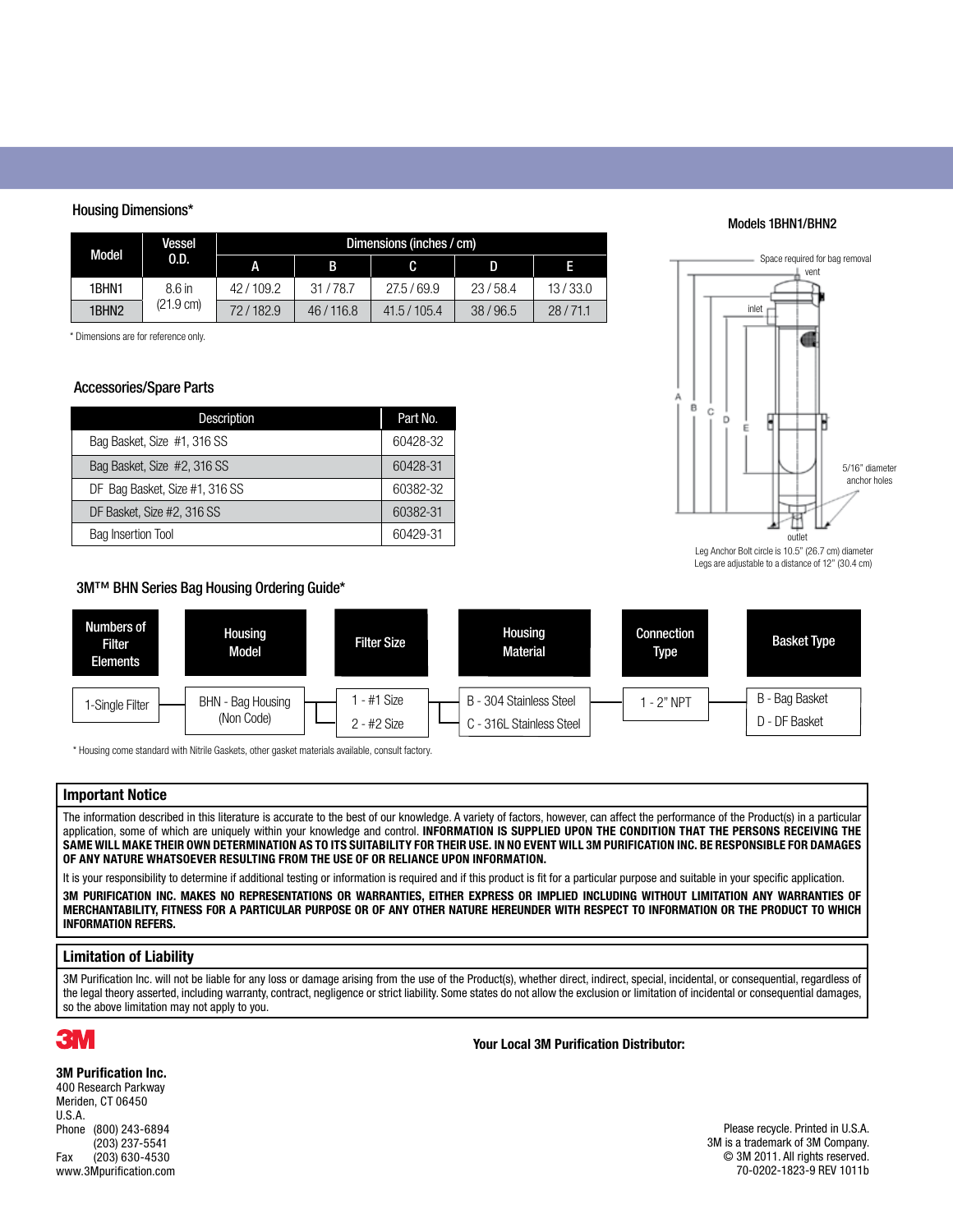## Housing Dimensions*

| Model | Vessel O.D. | Dimensions (inches / cm) | | | | |
|---|---|---|---|---|---|---|
| | | A | B | C | D | E |
| 1BHN1 | 8.6 in (21.9 cm) | 42 / 109.2 | 31 / 78.7 | 27.5 / 69.9 | 23 / 58.4 | 13 / 33.0 |
| 1BHN2 | | 72 / 182.9 | 46 / 116.8 | 41.5 / 105.4 | 38 / 96.5 | 28 / 71.1 |

\* Dimensions are for reference only.

### Models 1BHN1/BHN2

Space required for bag removal

vent

inlet

A

B

C

D

E

5/16" diameter anchor holes

outlet

Leg Anchor Bolt circle is 10.5" (26.7 cm) diameter
Legs are adjustable to a distance of 12" (30.4 cm)

## Accessories/Spare Parts

| Description | Part No. |
|---|---|
| Bag Basket, Size #1, 316 SS | 60428-32 |
| Bag Basket, Size #2, 316 SS | 60428-31 |
| DF Bag Basket, Size #1, 316 SS | 60382-32 |
| DF Basket, Size #2, 316 SS | 60382-31 |
| Bag Insertion Tool | 60429-31 |

## 3M™ BHN Series Bag Housing Ordering Guide*

| Numbers of Filter Elements | Housing Model | Filter Size | Housing Material | Connection Type | Basket Type |
|---|---|---|---|---|---|
| 1-Single Filter | BHN - Bag Housing (Non Code) | 1 - #1 Size | B - 304 Stainless Steel | 1 - 2" NPT | B - Bag Basket |
| | | 2 - #2 Size | C - 316L Stainless Steel | | D - DF Basket |

\* Housing come standard with Nitrile Gaskets, other gasket materials available, consult factory.

### Important Notice

The information described in this literature is accurate to the best of our knowledge. A variety of factors, however, can affect the performance of the Product(s) in a particular application, some of which are uniquely within your knowledge and control. **INFORMATION IS SUPPLIED UPON THE CONDITION THAT THE PERSONS RECEIVING THE SAME WILL MAKE THEIR OWN DETERMINATION AS TO ITS SUITABILITY FOR THEIR USE. IN NO EVENT WILL 3M PURIFICATION INC. BE RESPONSIBLE FOR DAMAGES OF ANY NATURE WHATSOEVER RESULTING FROM THE USE OF OR RELIANCE UPON INFORMATION.**

It is your responsibility to determine if additional testing or information is required and if this product is fit for a particular purpose and suitable in your specific application.

**3M PURIFICATION INC. MAKES NO REPRESENTATIONS OR WARRANTIES, EITHER EXPRESS OR IMPLIED INCLUDING WITHOUT LIMITATION ANY WARRANTIES OF MERCHANTABILITY, FITNESS FOR A PARTICULAR PURPOSE OR OF ANY OTHER NATURE HEREUNDER WITH RESPECT TO INFORMATION OR THE PRODUCT TO WHICH INFORMATION REFERS.**

### Limitation of Liability

3M Purification Inc. will not be liable for any loss or damage arising from the use of the Product(s), whether direct, indirect, special, incidental, or consequential, regardless of the legal theory asserted, including warranty, contract, negligence or strict liability. Some states do not allow the exclusion or limitation of incidental or consequential damages, so the above limitation may not apply to you.

3M

**3M Purification Inc.**
400 Research Parkway
Meriden, CT 06450
U.S.A.
Phone (800) 243-6894
(203) 237-5541
Fax (203) 630-4530
www.3Mpurification.com

**Your Local 3M Purification Distributor:**

Please recycle. Printed in U.S.A.
3M is a trademark of 3M Company.
© 3M 2011. All rights reserved.
70-0202-1823-9 REV 1011b